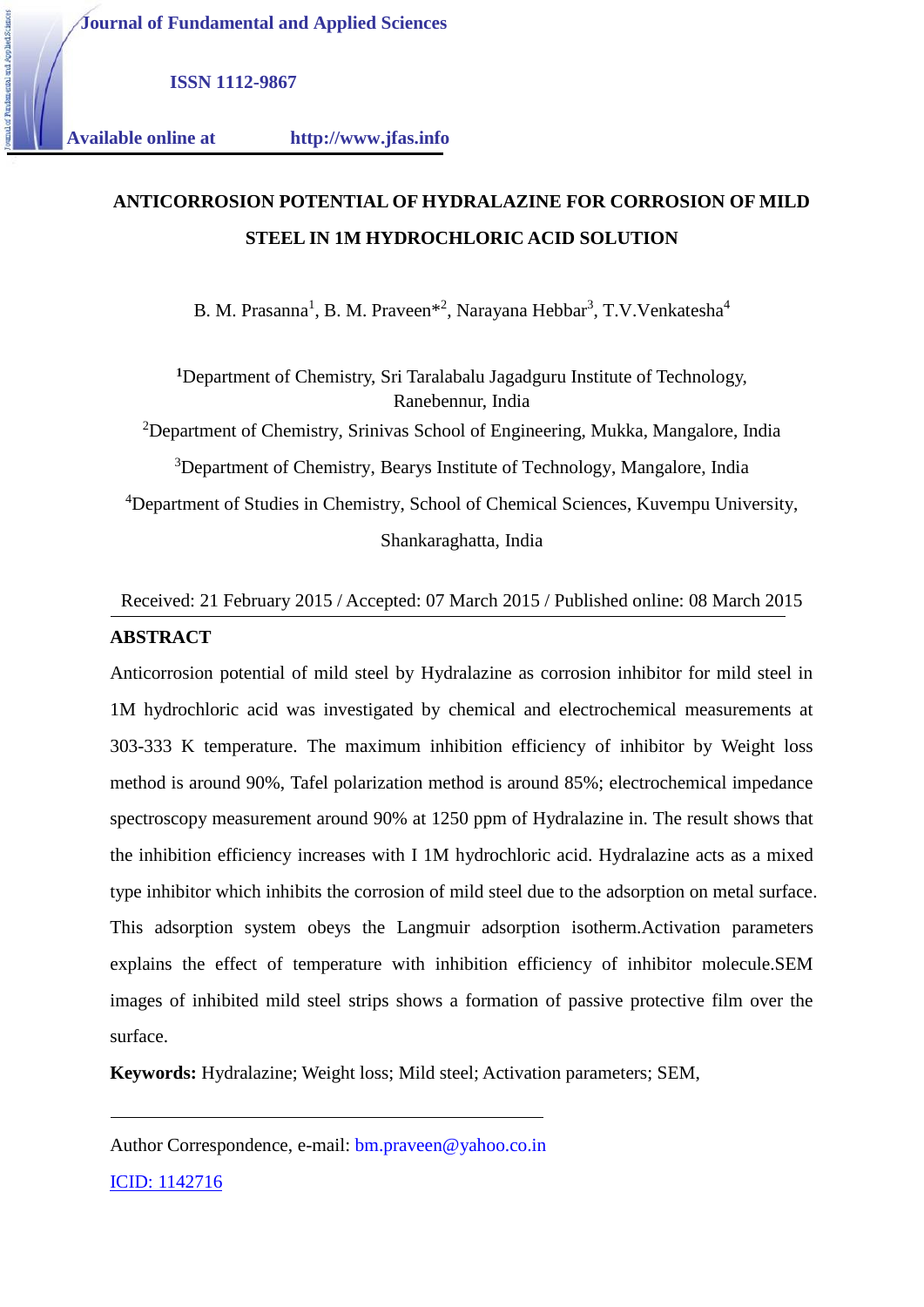Journal of Fundamental and Applied Sciences

ISSN 1112-9867

Available online at http://www.jfas.info

# ANTICORROSION POTENTIAL OF HYDRALAZINE FOR CORROSION OF MILD STEEL IN 1M HYDROCHLORIC ACID SOLUTION

B. M. Prasanna[1], B. M. Praveen*[2], Narayana Hebbar[3], T.V.Venkatesha[4]

[1]Department of Chemistry, Sri Taralabalu Jagadguru Institute of Technology, Ranebennur, India

[2]Department of Chemistry, Srinivas School of Engineering, Mukka, Mangalore, India

[3]Department of Chemistry, Bearys Institute of Technology, Mangalore, India

[4]Department of Studies in Chemistry, School of Chemical Sciences, Kuvempu University, Shankaraghatta, India

Received: 21 February 2015 / Accepted: 07 March 2015 / Published online: 08 March 2015

## ABSTRACT

Anticorrosion potential of mild steel by Hydralazine as corrosion inhibitor for mild steel in 1M hydrochloric acid was investigated by chemical and electrochemical measurements at 303-333 K temperature. The maximum inhibition efficiency of inhibitor by Weight loss method is around 90%, Tafel polarization method is around 85%; electrochemical impedance spectroscopy measurement around 90% at 1250 ppm of Hydralazine in. The result shows that the inhibition efficiency increases with I 1M hydrochloric acid. Hydralazine acts as a mixed type inhibitor which inhibits the corrosion of mild steel due to the adsorption on metal surface. This adsorption system obeys the Langmuir adsorption isotherm.Activation parameters explains the effect of temperature with inhibition efficiency of inhibitor molecule.SEM images of inhibited mild steel strips shows a formation of passive protective film over the surface.

**Keywords:** Hydralazine; Weight loss; Mild steel; Activation parameters; SEM,

Author Correspondence, e-mail: bm.praveen@yahoo.co.in

ICID: 1142716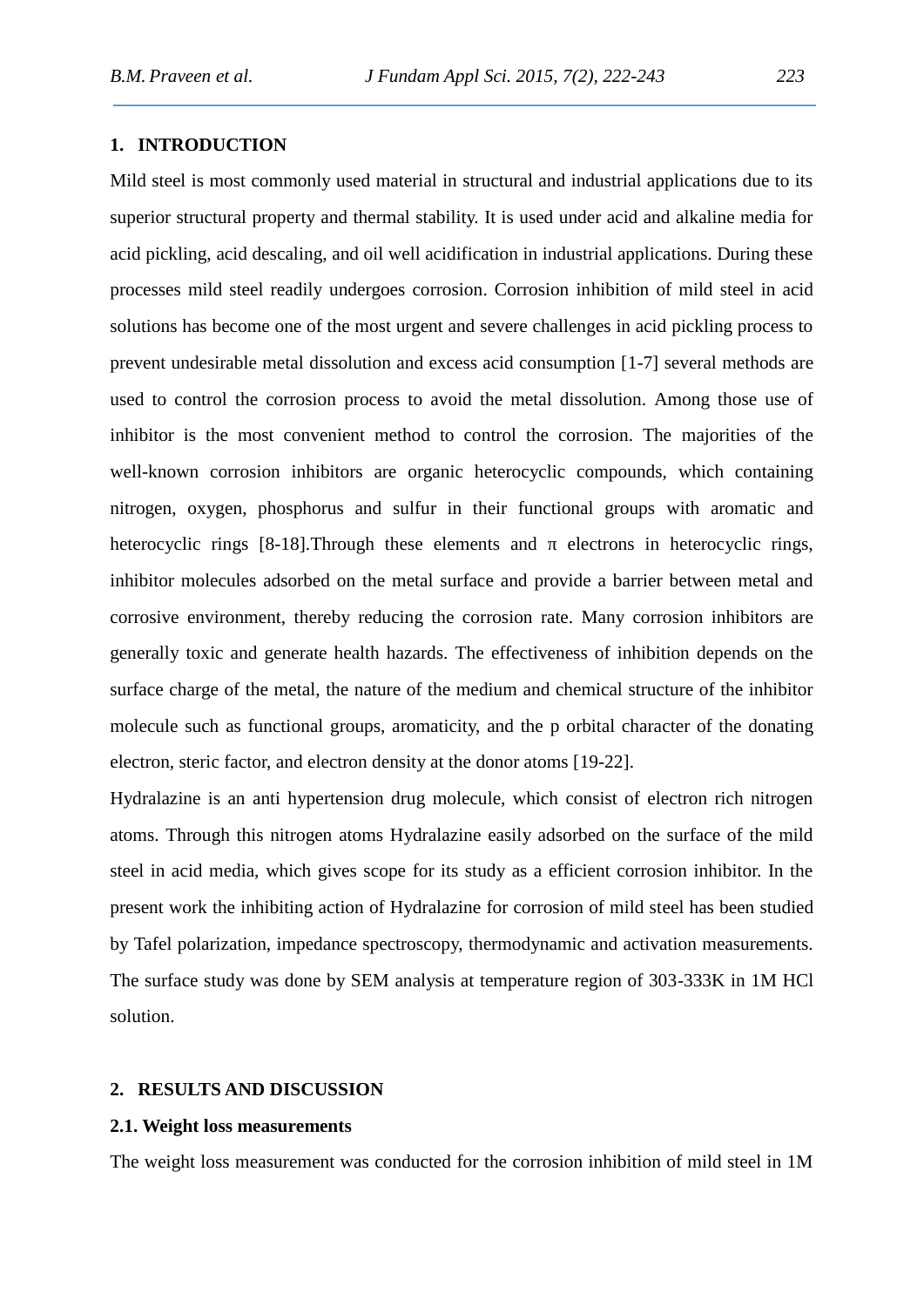## 1. INTRODUCTION

Mild steel is most commonly used material in structural and industrial applications due to its superior structural property and thermal stability. It is used under acid and alkaline media for acid pickling, acid descaling, and oil well acidification in industrial applications. During these processes mild steel readily undergoes corrosion. Corrosion inhibition of mild steel in acid solutions has become one of the most urgent and severe challenges in acid pickling process to prevent undesirable metal dissolution and excess acid consumption [1-7] several methods are used to control the corrosion process to avoid the metal dissolution. Among those use of inhibitor is the most convenient method to control the corrosion. The majorities of the well-known corrosion inhibitors are organic heterocyclic compounds, which containing nitrogen, oxygen, phosphorus and sulfur in their functional groups with aromatic and heterocyclic rings [8-18].Through these elements and π electrons in heterocyclic rings, inhibitor molecules adsorbed on the metal surface and provide a barrier between metal and corrosive environment, thereby reducing the corrosion rate. Many corrosion inhibitors are generally toxic and generate health hazards. The effectiveness of inhibition depends on the surface charge of the metal, the nature of the medium and chemical structure of the inhibitor molecule such as functional groups, aromaticity, and the p orbital character of the donating electron, steric factor, and electron density at the donor atoms [19-22].

Hydralazine is an anti hypertension drug molecule, which consist of electron rich nitrogen atoms. Through this nitrogen atoms Hydralazine easily adsorbed on the surface of the mild steel in acid media, which gives scope for its study as a efficient corrosion inhibitor. In the present work the inhibiting action of Hydralazine for corrosion of mild steel has been studied by Tafel polarization, impedance spectroscopy, thermodynamic and activation measurements. The surface study was done by SEM analysis at temperature region of 303-333K in 1M HCl solution.

## 2. RESULTS AND DISCUSSION

### 2.1. Weight loss measurements

The weight loss measurement was conducted for the corrosion inhibition of mild steel in 1M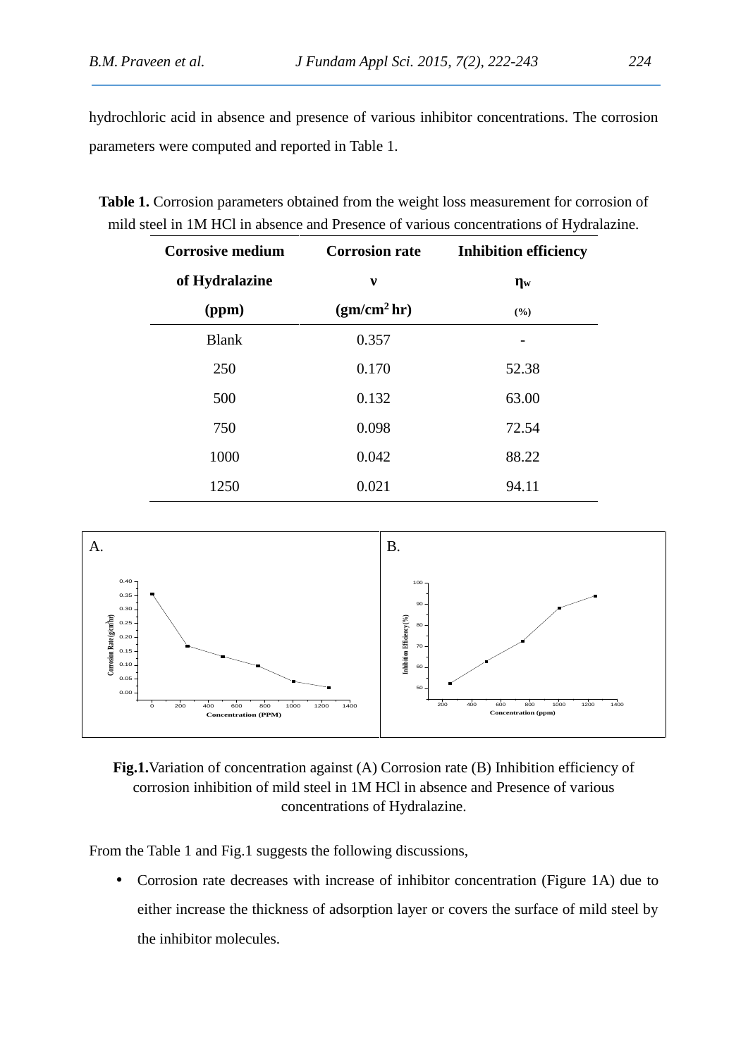hydrochloric acid in absence and presence of various inhibitor concentrations. The corrosion parameters were computed and reported in Table 1.

**Table 1.** Corrosion parameters obtained from the weight loss measurement for corrosion of mild steel in 1M HCl in absence and Presence of various concentrations of Hydralazine.

| **Corrosive medium of Hydralazine (ppm)** | **Corrosion rate $\nu$ ($gm/cm^2\,hr$)** | **Inhibition efficiency $\eta_w$ (%)** |
|---|---|---|
| Blank | 0.357 | - |
| 250 | 0.170 | 52.38 |
| 500 | 0.132 | 63.00 |
| 750 | 0.098 | 72.54 |
| 1000 | 0.042 | 88.22 |
| 1250 | 0.021 | 94.11 |

**Fig.1.** Variation of concentration against (A) Corrosion rate (B) Inhibition efficiency of corrosion inhibition of mild steel in 1M HCl in absence and Presence of various concentrations of Hydralazine.

From the Table 1 and Fig.1 suggests the following discussions,

- Corrosion rate decreases with increase of inhibitor concentration (Figure 1A) due to either increase the thickness of adsorption layer or covers the surface of mild steel by the inhibitor molecules.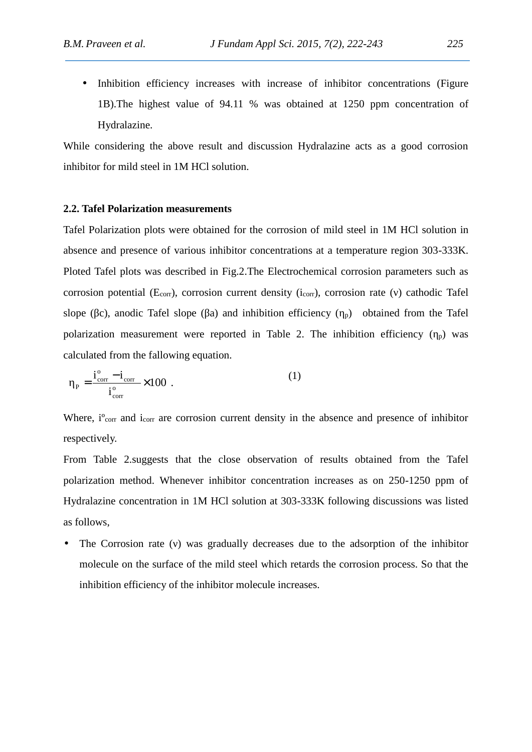- Inhibition efficiency increases with increase of inhibitor concentrations (Figure 1B).The highest value of 94.11 % was obtained at 1250 ppm concentration of Hydralazine.

While considering the above result and discussion Hydralazine acts as a good corrosion inhibitor for mild steel in 1M HCl solution.

### 2.2. Tafel Polarization measurements

Tafel Polarization plots were obtained for the corrosion of mild steel in 1M HCl solution in absence and presence of various inhibitor concentrations at a temperature region 303-333K. Ploted Tafel plots was described in Fig.2.The Electrochemical corrosion parameters such as corrosion potential ($E_{corr}$), corrosion current density ($i_{corr}$), corrosion rate (ν) cathodic Tafel slope (βc), anodic Tafel slope (βa) and inhibition efficiency ($\eta_p$) obtained from the Tafel polarization measurement were reported in Table 2. The inhibition efficiency ($\eta_p$) was calculated from the fallowing equation.

$$\eta_P = \frac{i^o_{corr} - i_{corr}}{i^o_{corr}} \times 100 \quad (1)$$

Where, $i^o_{corr}$ and $i_{corr}$ are corrosion current density in the absence and presence of inhibitor respectively.

From Table 2.suggests that the close observation of results obtained from the Tafel polarization method. Whenever inhibitor concentration increases as on 250-1250 ppm of Hydralazine concentration in 1M HCl solution at 303-333K following discussions was listed as follows,

- The Corrosion rate (ν) was gradually decreases due to the adsorption of the inhibitor molecule on the surface of the mild steel which retards the corrosion process. So that the inhibition efficiency of the inhibitor molecule increases.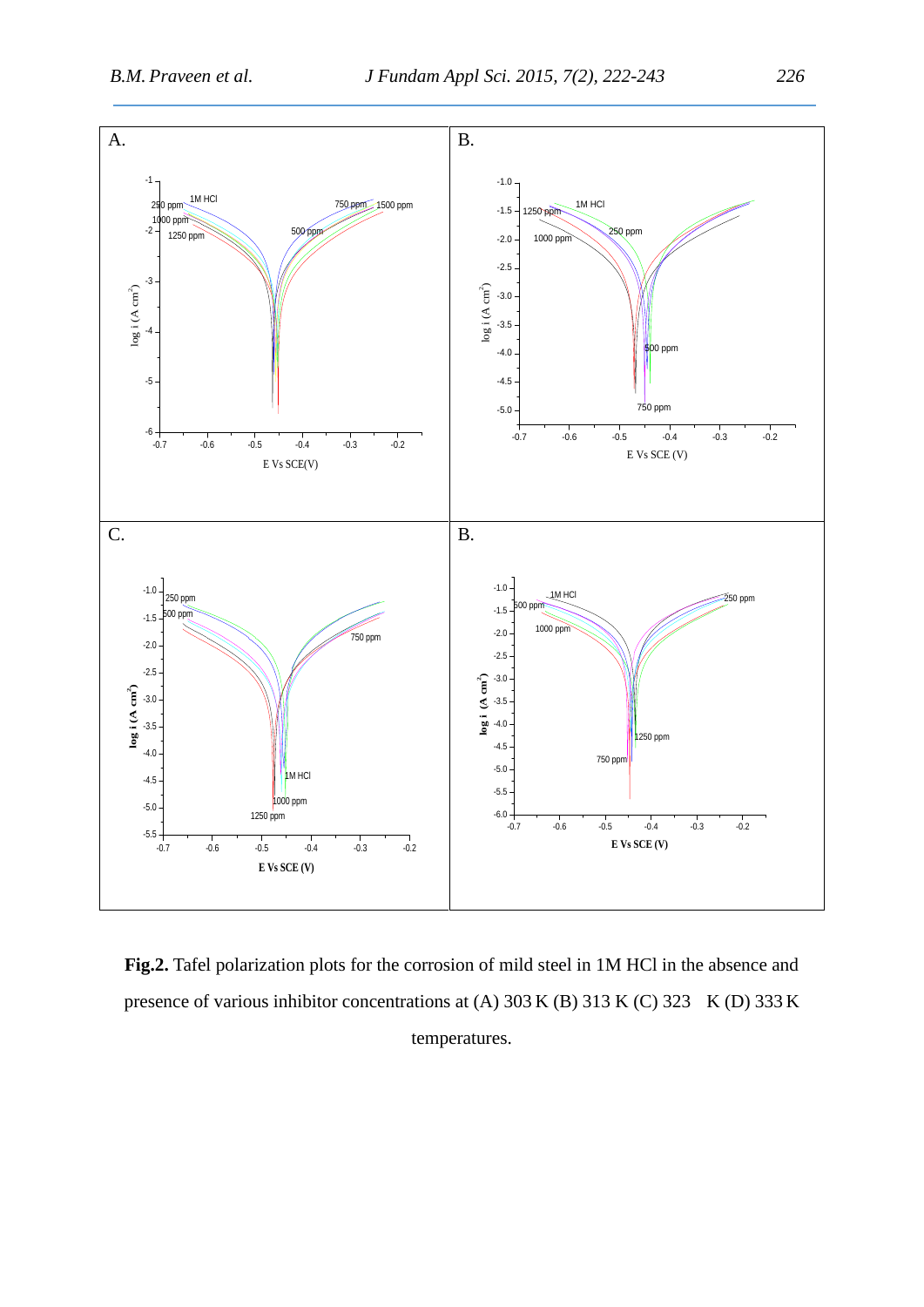**Fig.2.** Tafel polarization plots for the corrosion of mild steel in 1M HCl in the absence and presence of various inhibitor concentrations at (A) 303 K (B) 313 K (C) 323 K (D) 333 K temperatures.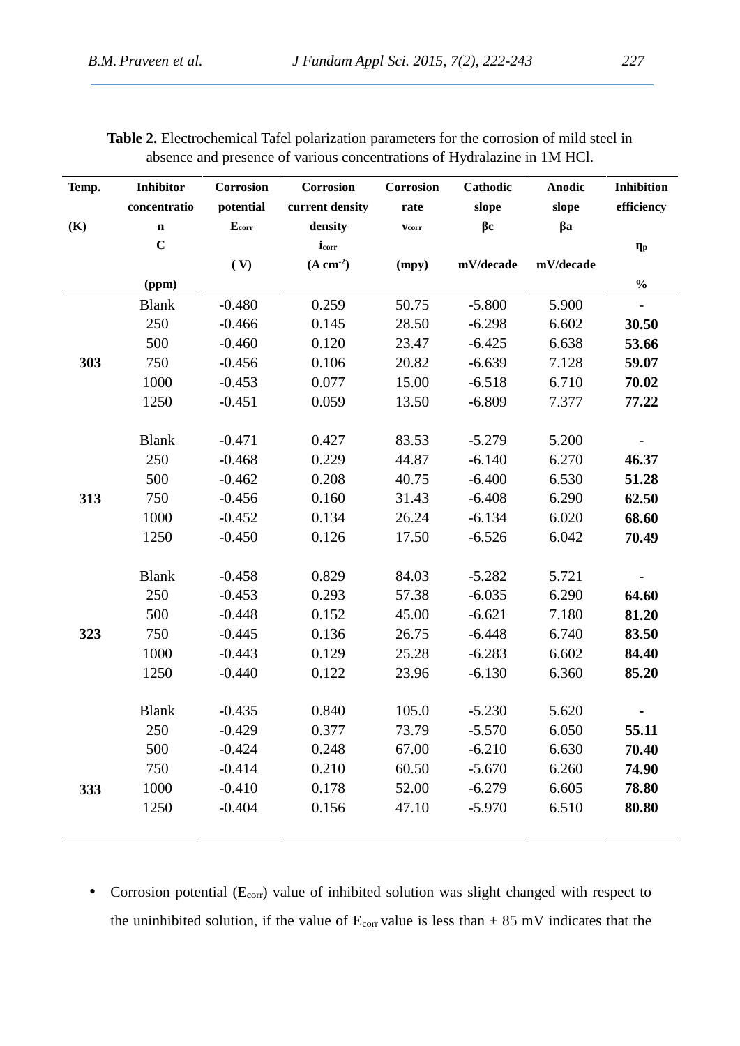**Table 2.** Electrochemical Tafel polarization parameters for the corrosion of mild steel in absence and presence of various concentrations of Hydralazine in 1M HCl.

| Temp. (K) | Inhibitor concentration C (ppm) | Corrosion potential $E_{corr}$ ( V) | Corrosion current density density $i_{corr}$ (A $cm^{-2}$) | Corrosion rate $v_{corr}$ (mpy) | Cathodic slope $\beta c$ mV/decade | Anodic slope $\beta a$ mV/decade | Inhibition efficiency $\eta_p$ % |
|---|---|---|---|---|---|---|---|
| | Blank | -0.480 | 0.259 | 50.75 | -5.800 | 5.900 | - |
| | 250 | -0.466 | 0.145 | 28.50 | -6.298 | 6.602 | **30.50** |
| | 500 | -0.460 | 0.120 | 23.47 | -6.425 | 6.638 | **53.66** |
| **303** | 750 | -0.456 | 0.106 | 20.82 | -6.639 | 7.128 | **59.07** |
| | 1000 | -0.453 | 0.077 | 15.00 | -6.518 | 6.710 | **70.02** |
| | 1250 | -0.451 | 0.059 | 13.50 | -6.809 | 7.377 | **77.22** |
| | Blank | -0.471 | 0.427 | 83.53 | -5.279 | 5.200 | - |
| | 250 | -0.468 | 0.229 | 44.87 | -6.140 | 6.270 | **46.37** |
| | 500 | -0.462 | 0.208 | 40.75 | -6.400 | 6.530 | **51.28** |
| **313** | 750 | -0.456 | 0.160 | 31.43 | -6.408 | 6.290 | **62.50** |
| | 1000 | -0.452 | 0.134 | 26.24 | -6.134 | 6.020 | **68.60** |
| | 1250 | -0.450 | 0.126 | 17.50 | -6.526 | 6.042 | **70.49** |
| | Blank | -0.458 | 0.829 | 84.03 | -5.282 | 5.721 | **-** |
| | 250 | -0.453 | 0.293 | 57.38 | -6.035 | 6.290 | **64.60** |
| | 500 | -0.448 | 0.152 | 45.00 | -6.621 | 7.180 | **81.20** |
| **323** | 750 | -0.445 | 0.136 | 26.75 | -6.448 | 6.740 | **83.50** |
| | 1000 | -0.443 | 0.129 | 25.28 | -6.283 | 6.602 | **84.40** |
| | 1250 | -0.440 | 0.122 | 23.96 | -6.130 | 6.360 | **85.20** |
| | Blank | -0.435 | 0.840 | 105.0 | -5.230 | 5.620 | **-** |
| | 250 | -0.429 | 0.377 | 73.79 | -5.570 | 6.050 | **55.11** |
| | 500 | -0.424 | 0.248 | 67.00 | -6.210 | 6.630 | **70.40** |
| | 750 | -0.414 | 0.210 | 60.50 | -5.670 | 6.260 | **74.90** |
| **333** | 1000 | -0.410 | 0.178 | 52.00 | -6.279 | 6.605 | **78.80** |
| | 1250 | -0.404 | 0.156 | 47.10 | -5.970 | 6.510 | **80.80** |

- Corrosion potential ($E_{corr}$) value of inhibited solution was slight changed with respect to the uninhibited solution, if the value of $E_{corr}$ value is less than ± 85 mV indicates that the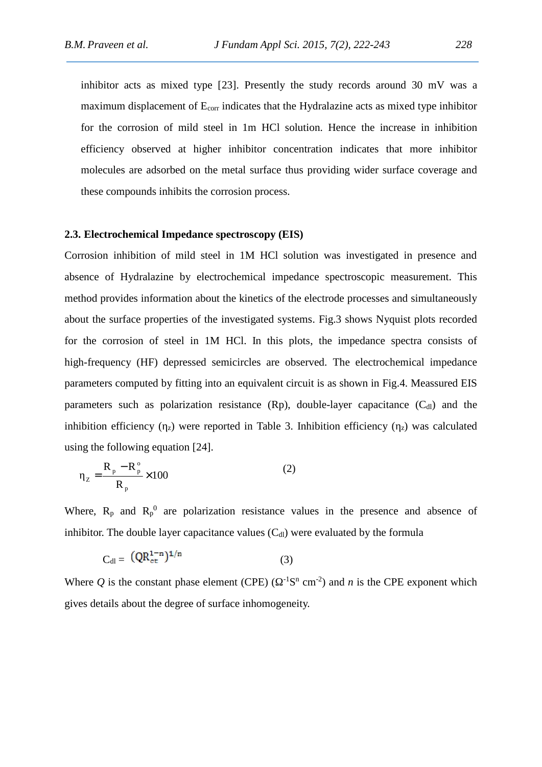inhibitor acts as mixed type [23]. Presently the study records around 30 mV was a maximum displacement of $E_{corr}$ indicates that the Hydralazine acts as mixed type inhibitor for the corrosion of mild steel in 1m HCl solution. Hence the increase in inhibition efficiency observed at higher inhibitor concentration indicates that more inhibitor molecules are adsorbed on the metal surface thus providing wider surface coverage and these compounds inhibits the corrosion process.

### 2.3. Electrochemical Impedance spectroscopy (EIS)

Corrosion inhibition of mild steel in 1M HCl solution was investigated in presence and absence of Hydralazine by electrochemical impedance spectroscopic measurement. This method provides information about the kinetics of the electrode processes and simultaneously about the surface properties of the investigated systems. Fig.3 shows Nyquist plots recorded for the corrosion of steel in 1M HCl. In this plots, the impedance spectra consists of high-frequency (HF) depressed semicircles are observed. The electrochemical impedance parameters computed by fitting into an equivalent circuit is as shown in Fig.4. Meassured EIS parameters such as polarization resistance (Rp), double-layer capacitance ($C_{dl}$) and the inhibition efficiency ($\eta_z$) were reported in Table 3. Inhibition efficiency ($\eta_z$) was calculated using the following equation [24].

$$\eta_Z = \frac{R_p - R_p^o}{R_p} \times 100 \tag{2}$$

Where, $R_p$ and $R_p^0$ are polarization resistance values in the presence and absence of inhibitor. The double layer capacitance values ($C_{dl}$) were evaluated by the formula

$$C_{dl} = \left(QR_{ct}^{1-n}\right)^{1/n} \tag{3}$$

Where $Q$ is the constant phase element (CPE) ($\Omega^{-1}S^n$ $cm^{-2}$) and $n$ is the CPE exponent which gives details about the degree of surface inhomogeneity.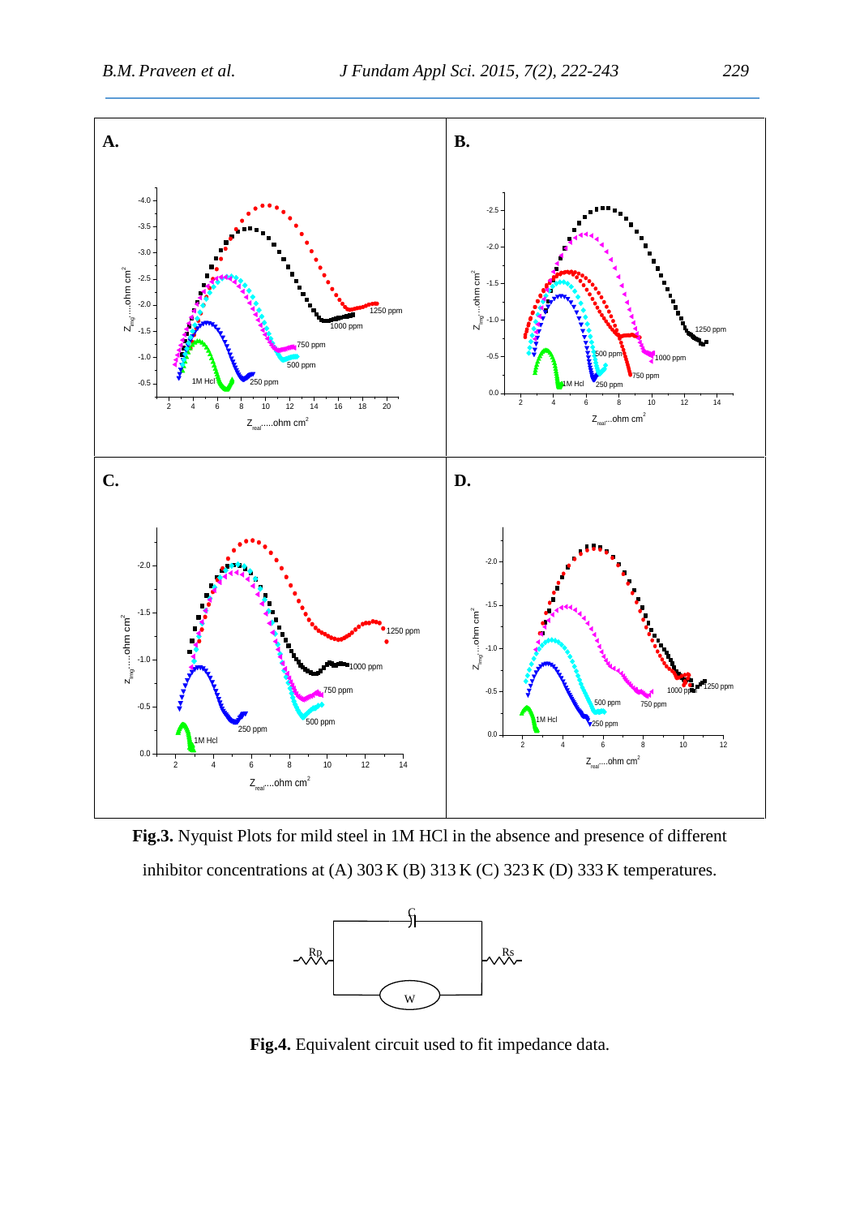**Fig.3.** Nyquist Plots for mild steel in 1M HCl in the absence and presence of different inhibitor concentrations at (A) 303 K (B) 313 K (C) 323 K (D) 333 K temperatures.

**Fig.4.** Equivalent circuit used to fit impedance data.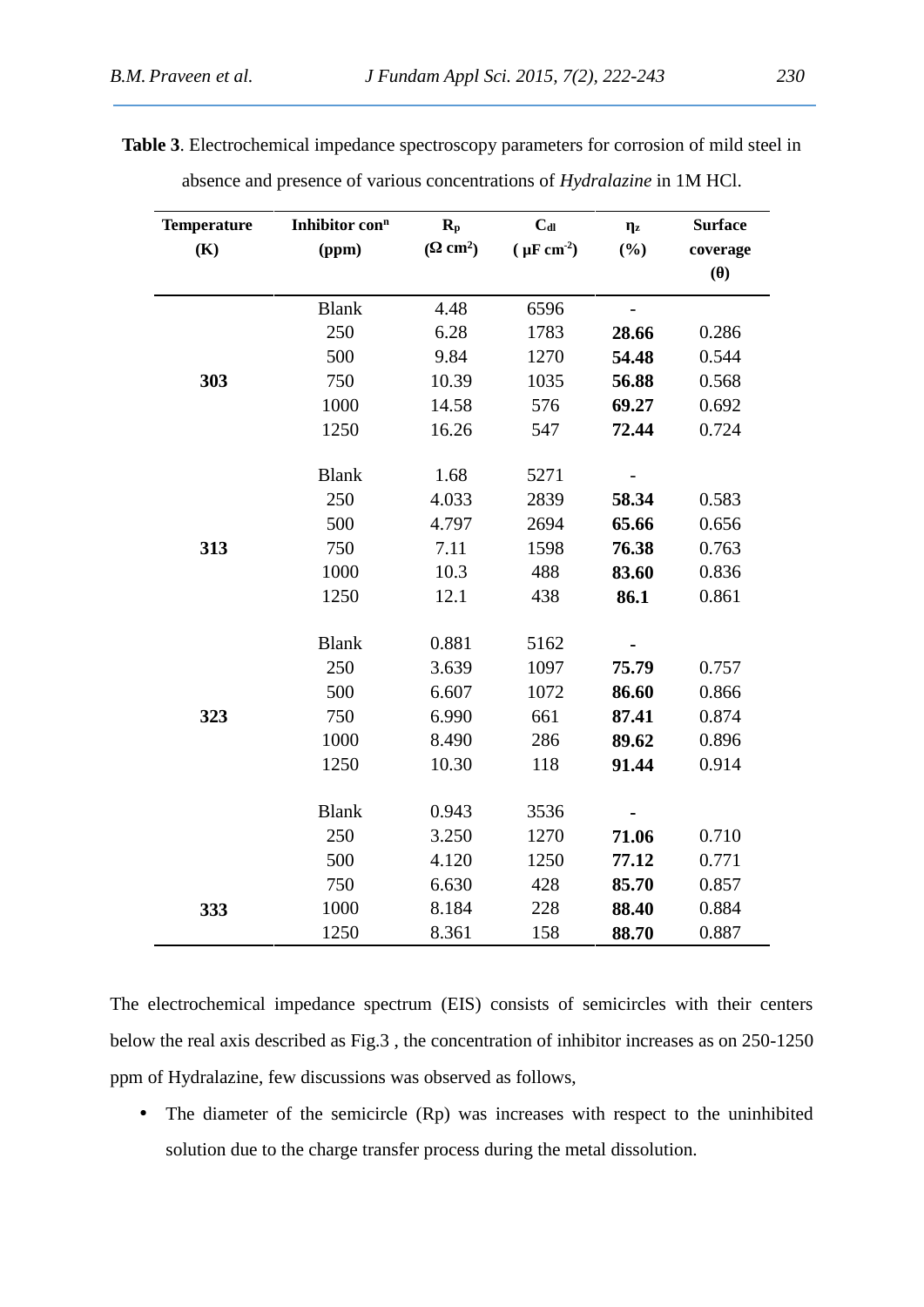**Table 3**. Electrochemical impedance spectroscopy parameters for corrosion of mild steel in absence and presence of various concentrations of *Hydralazine* in 1M HCl.

| Temperature (K) | Inhibitor con$^n$ (ppm) | $R_p$ ($\Omega$ cm$^2$) | $C_{dl}$ ( $\mu$F cm$^{-2}$) | $\eta_z$ (%) | Surface coverage ($\theta$) |
|---|---|---|---|---|---|
| 303 | Blank | 4.48 | 6596 | - | |
| | 250 | 6.28 | 1783 | **28.66** | 0.286 |
| | 500 | 9.84 | 1270 | **54.48** | 0.544 |
| | 750 | 10.39 | 1035 | **56.88** | 0.568 |
| | 1000 | 14.58 | 576 | **69.27** | 0.692 |
| | 1250 | 16.26 | 547 | **72.44** | 0.724 |
| 313 | Blank | 1.68 | 5271 | - | |
| | 250 | 4.033 | 2839 | **58.34** | 0.583 |
| | 500 | 4.797 | 2694 | **65.66** | 0.656 |
| | 750 | 7.11 | 1598 | **76.38** | 0.763 |
| | 1000 | 10.3 | 488 | **83.60** | 0.836 |
| | 1250 | 12.1 | 438 | **86.1** | 0.861 |
| 323 | Blank | 0.881 | 5162 | **-** | |
| | 250 | 3.639 | 1097 | **75.79** | 0.757 |
| | 500 | 6.607 | 1072 | **86.60** | 0.866 |
| | 750 | 6.990 | 661 | **87.41** | 0.874 |
| | 1000 | 8.490 | 286 | **89.62** | 0.896 |
| | 1250 | 10.30 | 118 | **91.44** | 0.914 |
| 333 | Blank | 0.943 | 3536 | **-** | |
| | 250 | 3.250 | 1270 | **71.06** | 0.710 |
| | 500 | 4.120 | 1250 | **77.12** | 0.771 |
| | 750 | 6.630 | 428 | **85.70** | 0.857 |
| | 1000 | 8.184 | 228 | **88.40** | 0.884 |
| | 1250 | 8.361 | 158 | **88.70** | 0.887 |

The electrochemical impedance spectrum (EIS) consists of semicircles with their centers below the real axis described as Fig.3 , the concentration of inhibitor increases as on 250-1250 ppm of Hydralazine, few discussions was observed as follows,

- The diameter of the semicircle (Rp) was increases with respect to the uninhibited solution due to the charge transfer process during the metal dissolution.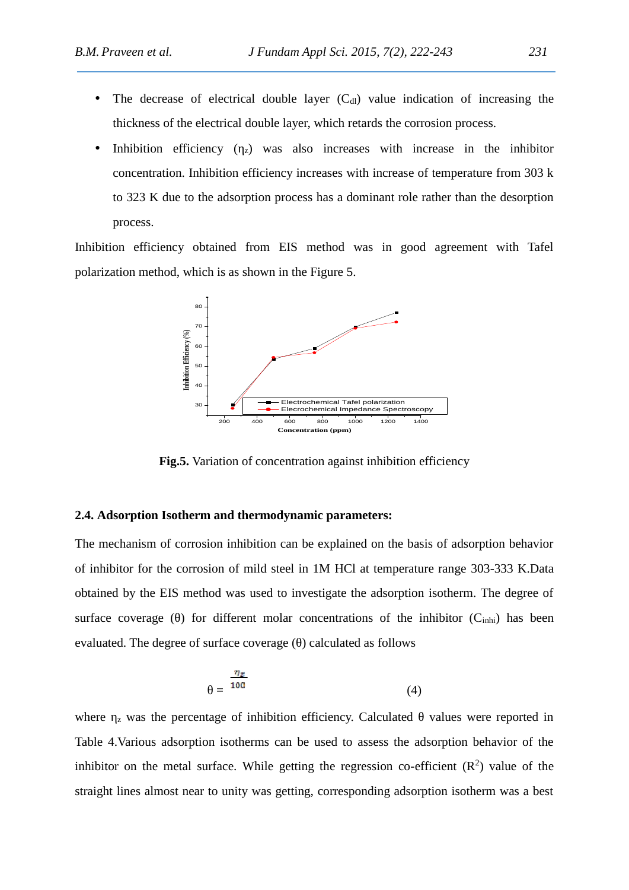- The decrease of electrical double layer ($C_{dl}$) value indication of increasing the thickness of the electrical double layer, which retards the corrosion process.
- Inhibition efficiency ($\eta_z$) was also increases with increase in the inhibitor concentration. Inhibition efficiency increases with increase of temperature from 303 k to 323 K due to the adsorption process has a dominant role rather than the desorption process.

Inhibition efficiency obtained from EIS method was in good agreement with Tafel polarization method, which is as shown in the Figure 5.

**Fig.5.** Variation of concentration against inhibition efficiency

### 2.4. Adsorption Isotherm and thermodynamic parameters:

The mechanism of corrosion inhibition can be explained on the basis of adsorption behavior of inhibitor for the corrosion of mild steel in 1M HCl at temperature range 303-333 K.Data obtained by the EIS method was used to investigate the adsorption isotherm. The degree of surface coverage (θ) for different molar concentrations of the inhibitor ($C_{inhi}$) has been evaluated. The degree of surface coverage (θ) calculated as follows

$$\theta = \frac{\eta_z}{100} \qquad (4)$$

where $\eta_z$ was the percentage of inhibition efficiency. Calculated θ values were reported in Table 4.Various adsorption isotherms can be used to assess the adsorption behavior of the inhibitor on the metal surface. While getting the regression co-efficient ($R^2$) value of the straight lines almost near to unity was getting, corresponding adsorption isotherm was a best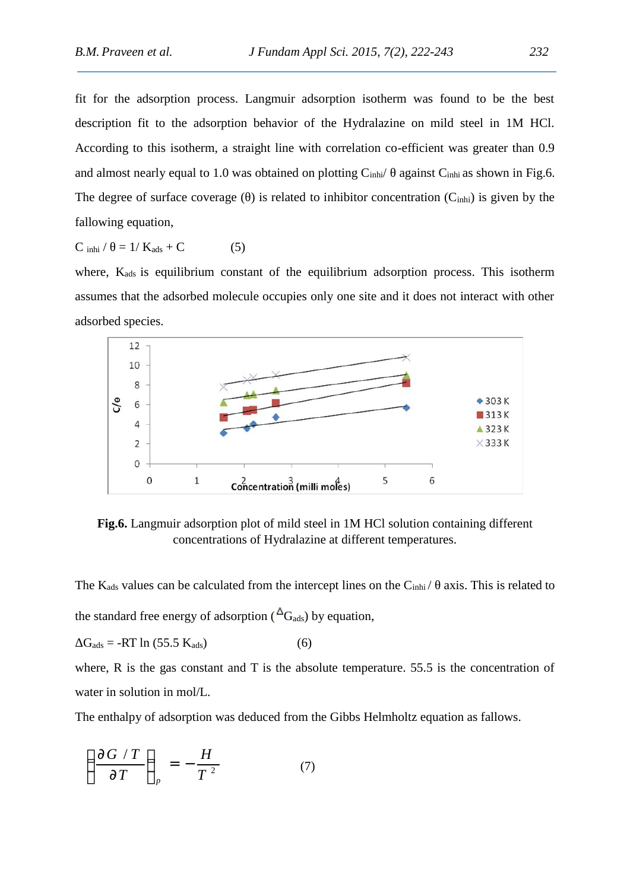fit for the adsorption process. Langmuir adsorption isotherm was found to be the best description fit to the adsorption behavior of the Hydralazine on mild steel in 1M HCl. According to this isotherm, a straight line with correlation co-efficient was greater than 0.9 and almost nearly equal to 1.0 was obtained on plotting $C_{inhi}/\theta$ against $C_{inhi}$ as shown in Fig.6. The degree of surface coverage ($\theta$) is related to inhibitor concentration ($C_{inhi}$) is given by the fallowing equation,

$$C_{inhi} / \theta = 1/ K_{ads} + C \qquad (5)$$

where, $K_{ads}$ is equilibrium constant of the equilibrium adsorption process. This isotherm assumes that the adsorbed molecule occupies only one site and it does not interact with other adsorbed species.

**Fig.6.** Langmuir adsorption plot of mild steel in 1M HCl solution containing different concentrations of Hydralazine at different temperatures.

The $K_{ads}$ values can be calculated from the intercept lines on the $C_{inhi} / \theta$ axis. This is related to the standard free energy of adsorption ($\Delta G_{ads}$) by equation,

$$\Delta G_{ads} = -RT \ln (55.5\, K_{ads}) \qquad (6)$$

where, R is the gas constant and T is the absolute temperature. 55.5 is the concentration of water in solution in mol/L.

The enthalpy of adsorption was deduced from the Gibbs Helmholtz equation as fallows.

$$\left[\frac{\partial G / T}{\partial T}\right]_p = -\frac{H}{T^2} \qquad (7)$$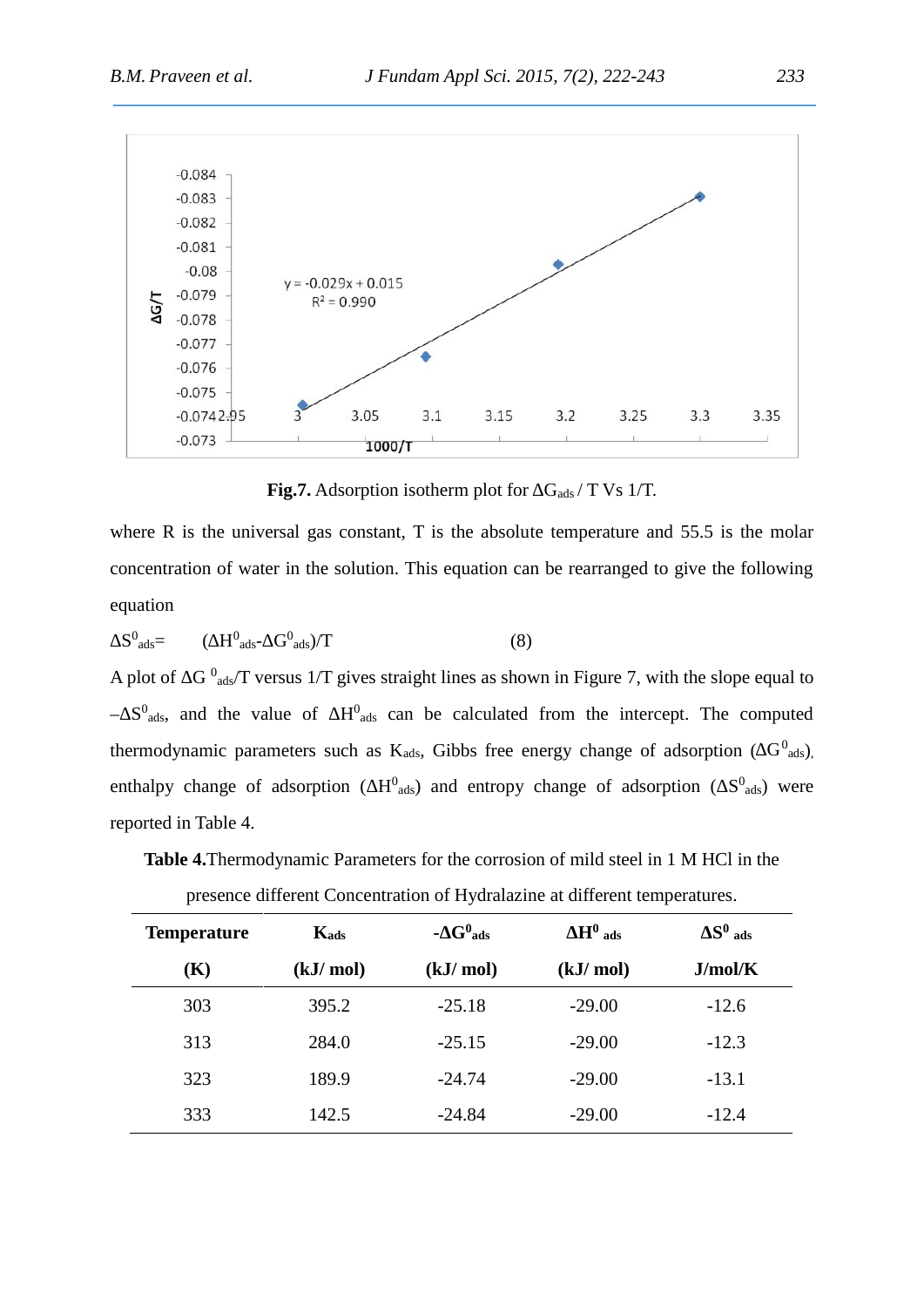**Fig.7.** Adsorption isotherm plot for $\Delta G_{ads}$ / T Vs 1/T.

where R is the universal gas constant, T is the absolute temperature and 55.5 is the molar concentration of water in the solution. This equation can be rearranged to give the following equation

$$\Delta S^0_{ads} = (\Delta H^0_{ads} - \Delta G^0_{ads})/T \quad (8)$$

A plot of $\Delta G^0_{ads}/T$ versus 1/T gives straight lines as shown in Figure 7, with the slope equal to $-\Delta S^0_{ads}$, and the value of $\Delta H^0_{ads}$ can be calculated from the intercept. The computed thermodynamic parameters such as $K_{ads}$, Gibbs free energy change of adsorption ($\Delta G^0_{ads}$), enthalpy change of adsorption ($\Delta H^0_{ads}$) and entropy change of adsorption ($\Delta S^0_{ads}$) were reported in Table 4.

**Table 4.** Thermodynamic Parameters for the corrosion of mild steel in 1 M HCl in the presence different Concentration of Hydralazine at different temperatures.

| Temperature (K) | $K_{ads}$ (kJ/ mol) | $-\Delta G^0_{ads}$ (kJ/ mol) | $\Delta H^0_{ads}$ (kJ/ mol) | $\Delta S^0_{ads}$ J/mol/K |
|---|---|---|---|---|
| 303 | 395.2 | -25.18 | -29.00 | -12.6 |
| 313 | 284.0 | -25.15 | -29.00 | -12.3 |
| 323 | 189.9 | -24.74 | -29.00 | -13.1 |
| 333 | 142.5 | -24.84 | -29.00 | -12.4 |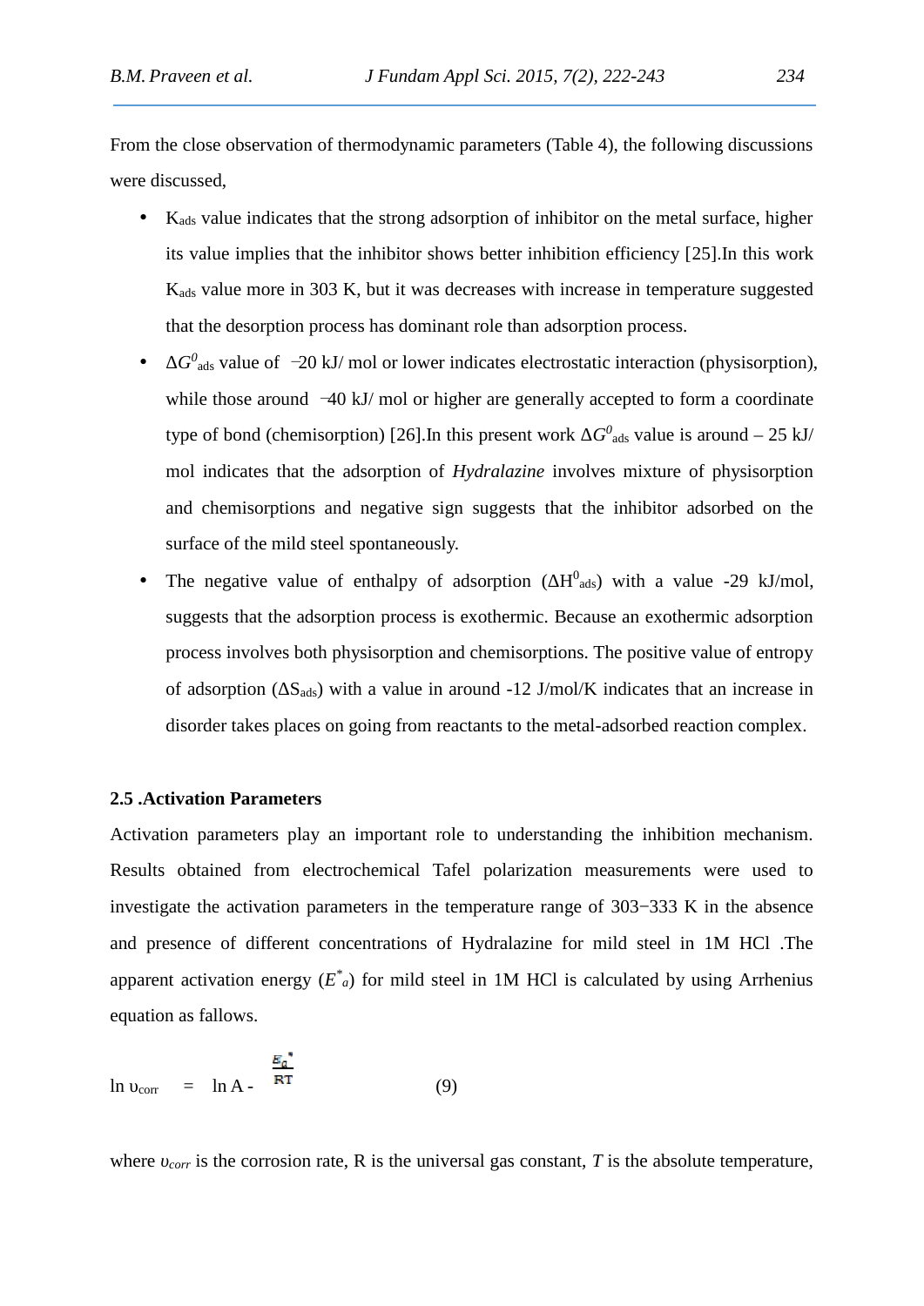From the close observation of thermodynamic parameters (Table 4), the following discussions were discussed,

- $K_{ads}$ value indicates that the strong adsorption of inhibitor on the metal surface, higher its value implies that the inhibitor shows better inhibition efficiency [25].In this work $K_{ads}$ value more in 303 K, but it was decreases with increase in temperature suggested that the desorption process has dominant role than adsorption process.
- $\Delta G^0_{ads}$ value of −20 kJ/ mol or lower indicates electrostatic interaction (physisorption), while those around −40 kJ/ mol or higher are generally accepted to form a coordinate type of bond (chemisorption) [26].In this present work $\Delta G^0_{ads}$ value is around – 25 kJ/ mol indicates that the adsorption of *Hydralazine* involves mixture of physisorption and chemisorptions and negative sign suggests that the inhibitor adsorbed on the surface of the mild steel spontaneously.
- The negative value of enthalpy of adsorption ($\Delta H^0_{ads}$) with a value -29 kJ/mol, suggests that the adsorption process is exothermic. Because an exothermic adsorption process involves both physisorption and chemisorptions. The positive value of entropy of adsorption ($\Delta S_{ads}$) with a value in around -12 J/mol/K indicates that an increase in disorder takes places on going from reactants to the metal-adsorbed reaction complex.

**2.5 .Activation Parameters**

Activation parameters play an important role to understanding the inhibition mechanism. Results obtained from electrochemical Tafel polarization measurements were used to investigate the activation parameters in the temperature range of 303−333 K in the absence and presence of different concentrations of Hydralazine for mild steel in 1M HCl .The apparent activation energy ($E^*_a$) for mild steel in 1M HCl is calculated by using Arrhenius equation as fallows.

$$\ln \upsilon_{corr} = \ln A - \frac{E_a^*}{RT} \qquad (9)$$

where $\upsilon_{corr}$ is the corrosion rate, R is the universal gas constant, $T$ is the absolute temperature,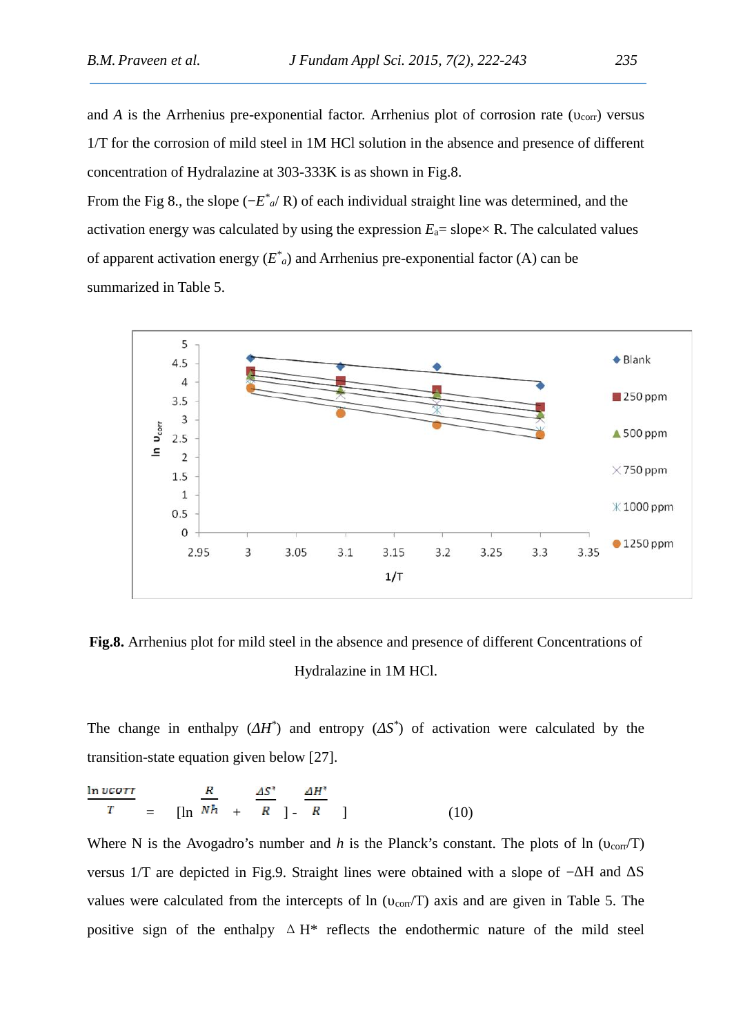and $A$ is the Arrhenius pre-exponential factor. Arrhenius plot of corrosion rate ($\upsilon_{corr}$) versus 1/T for the corrosion of mild steel in 1M HCl solution in the absence and presence of different concentration of Hydralazine at 303-333K is as shown in Fig.8.

From the Fig 8., the slope ($-E^*_a/$ R) of each individual straight line was determined, and the activation energy was calculated by using the expression $E_a$= slope× R. The calculated values of apparent activation energy ($E^*_a$) and Arrhenius pre-exponential factor (A) can be summarized in Table 5.

**Fig.8.** Arrhenius plot for mild steel in the absence and presence of different Concentrations of Hydralazine in 1M HCl.

The change in enthalpy ($\Delta H^*$) and entropy ($\Delta S^*$) of activation were calculated by the transition-state equation given below [27].

$$\frac{\ln \upsilon_{corr}}{T} = \left[\ln \frac{R}{Nh} + \frac{\Delta S^*}{R}\right] - \frac{\Delta H^*}{R} \quad (10)$$

Where N is the Avogadro's number and $h$ is the Planck's constant. The plots of ln ($\upsilon_{corr}$/T) versus 1/T are depicted in Fig.9. Straight lines were obtained with a slope of $-\Delta H$ and $\Delta S$ values were calculated from the intercepts of ln ($\upsilon_{corr}$/T) axis and are given in Table 5. The positive sign of the enthalpy $\Delta H^*$ reflects the endothermic nature of the mild steel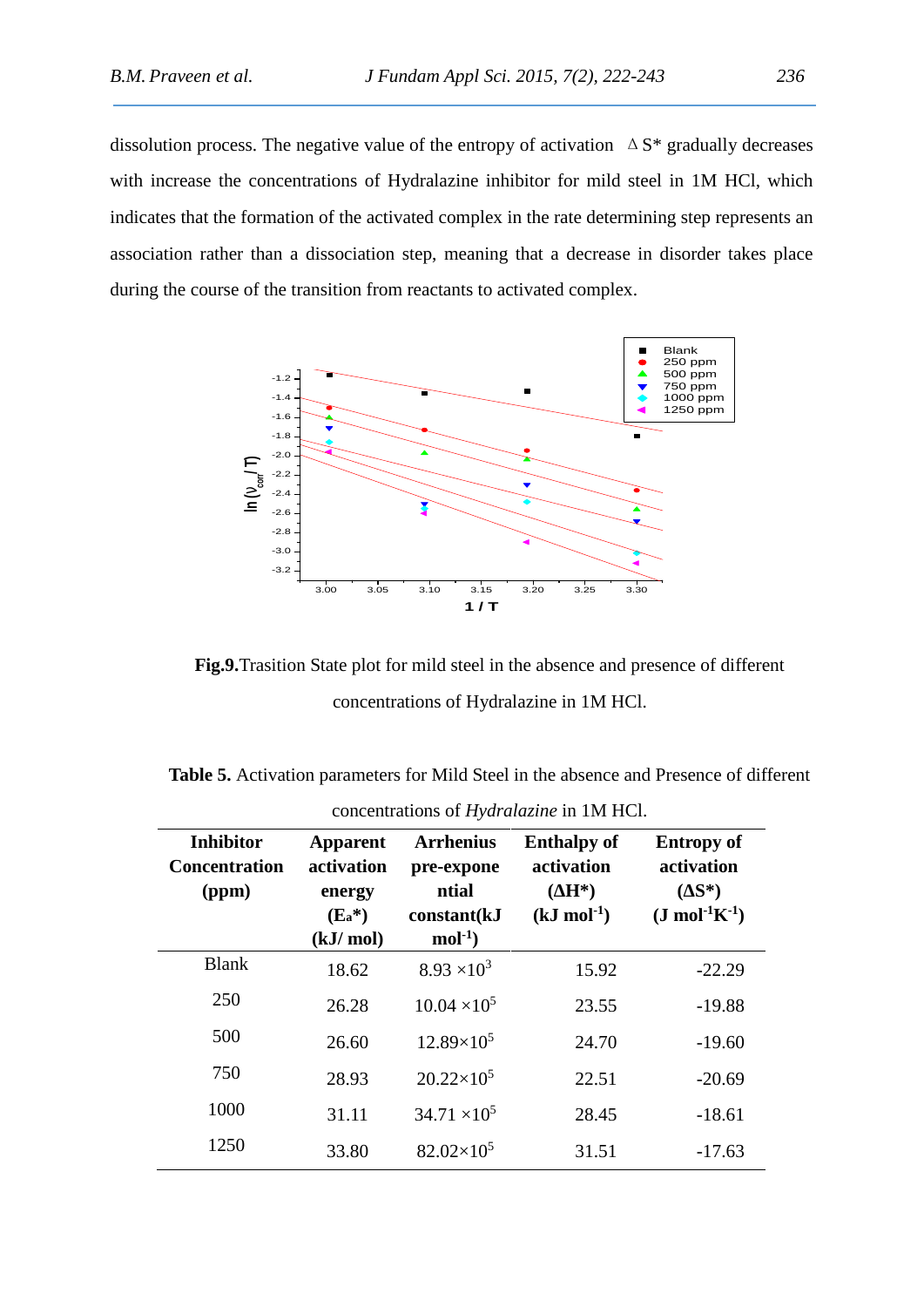dissolution process. The negative value of the entropy of activation $\Delta S^*$ gradually decreases with increase the concentrations of Hydralazine inhibitor for mild steel in 1M HCl, which indicates that the formation of the activated complex in the rate determining step represents an association rather than a dissociation step, meaning that a decrease in disorder takes place during the course of the transition from reactants to activated complex.

**Fig.9.** Trasition State plot for mild steel in the absence and presence of different concentrations of Hydralazine in 1M HCl.

**Table 5.** Activation parameters for Mild Steel in the absence and Presence of different concentrations of *Hydralazine* in 1M HCl.

| Inhibitor Concentration (ppm) | Apparent activation energy ($E_a$*) (kJ/ mol) | Arrhenius pre-exponential constant(kJ mol$^{-1}$) | Enthalpy of activation ($\Delta H$*) (kJ mol$^{-1}$) | Entropy of activation ($\Delta S$*) (J mol$^{-1}$K$^{-1}$) |
|---|---|---|---|---|
| Blank | 18.62 | $8.93 \times 10^3$ | 15.92 | -22.29 |
| 250 | 26.28 | $10.04 \times 10^5$ | 23.55 | -19.88 |
| 500 | 26.60 | $12.89 \times 10^5$ | 24.70 | -19.60 |
| 750 | 28.93 | $20.22 \times 10^5$ | 22.51 | -20.69 |
| 1000 | 31.11 | $34.71 \times 10^5$ | 28.45 | -18.61 |
| 1250 | 33.80 | $82.02 \times 10^5$ | 31.51 | -17.63 |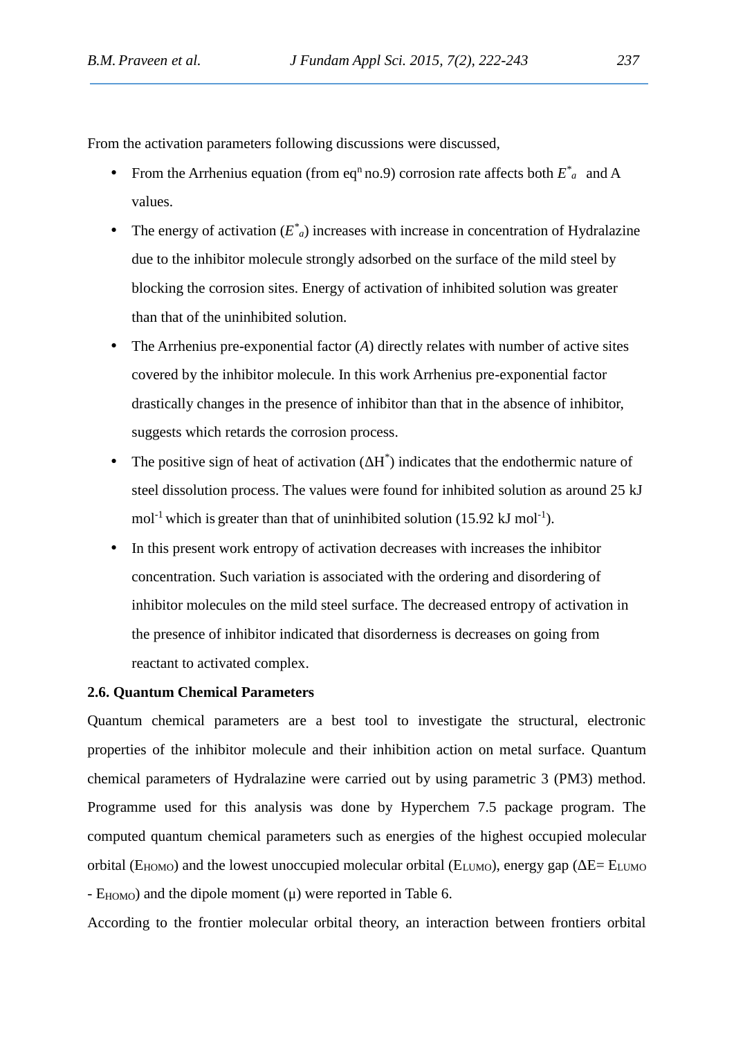From the activation parameters following discussions were discussed,

- From the Arrhenius equation (from eq$^{n}$ no.9) corrosion rate affects both $E^*_a$ and A values.
- The energy of activation ($E^*_a$) increases with increase in concentration of Hydralazine due to the inhibitor molecule strongly adsorbed on the surface of the mild steel by blocking the corrosion sites. Energy of activation of inhibited solution was greater than that of the uninhibited solution.
- The Arrhenius pre-exponential factor (*A*) directly relates with number of active sites covered by the inhibitor molecule. In this work Arrhenius pre-exponential factor drastically changes in the presence of inhibitor than that in the absence of inhibitor, suggests which retards the corrosion process.
- The positive sign of heat of activation ($\Delta H^*$) indicates that the endothermic nature of steel dissolution process. The values were found for inhibited solution as around 25 kJ mol$^{-1}$ which is greater than that of uninhibited solution (15.92 kJ mol$^{-1}$).
- In this present work entropy of activation decreases with increases the inhibitor concentration. Such variation is associated with the ordering and disordering of inhibitor molecules on the mild steel surface. The decreased entropy of activation in the presence of inhibitor indicated that disorderness is decreases on going from reactant to activated complex.

### 2.6. Quantum Chemical Parameters

Quantum chemical parameters are a best tool to investigate the structural, electronic properties of the inhibitor molecule and their inhibition action on metal surface. Quantum chemical parameters of Hydralazine were carried out by using parametric 3 (PM3) method. Programme used for this analysis was done by Hyperchem 7.5 package program. The computed quantum chemical parameters such as energies of the highest occupied molecular orbital ($E_{HOMO}$) and the lowest unoccupied molecular orbital ($E_{LUMO}$), energy gap ($\Delta E = E_{LUMO} - E_{HOMO}$) and the dipole moment (μ) were reported in Table 6.

According to the frontier molecular orbital theory, an interaction between frontiers orbital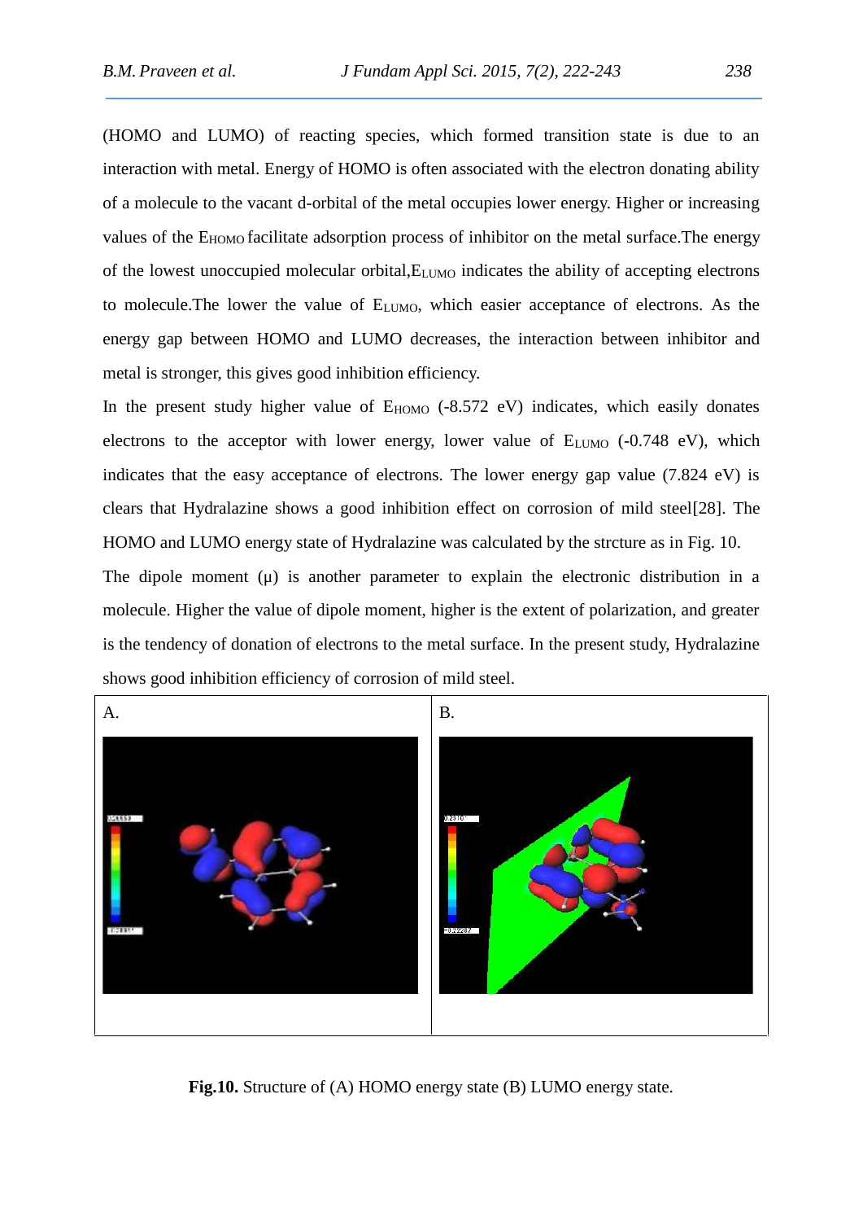(HOMO and LUMO) of reacting species, which formed transition state is due to an interaction with metal. Energy of HOMO is often associated with the electron donating ability of a molecule to the vacant d-orbital of the metal occupies lower energy. Higher or increasing values of the $E_{HOMO}$ facilitate adsorption process of inhibitor on the metal surface.The energy of the lowest unoccupied molecular orbital,$E_{LUMO}$ indicates the ability of accepting electrons to molecule.The lower the value of $E_{LUMO}$, which easier acceptance of electrons. As the energy gap between HOMO and LUMO decreases, the interaction between inhibitor and metal is stronger, this gives good inhibition efficiency.

In the present study higher value of $E_{HOMO}$ (-8.572 eV) indicates, which easily donates electrons to the acceptor with lower energy, lower value of $E_{LUMO}$ (-0.748 eV), which indicates that the easy acceptance of electrons. The lower energy gap value (7.824 eV) is clears that Hydralazine shows a good inhibition effect on corrosion of mild steel[28]. The HOMO and LUMO energy state of Hydralazine was calculated by the strcture as in Fig. 10.

The dipole moment (μ) is another parameter to explain the electronic distribution in a molecule. Higher the value of dipole moment, higher is the extent of polarization, and greater is the tendency of donation of electrons to the metal surface. In the present study, Hydralazine shows good inhibition efficiency of corrosion of mild steel.

A.

B.

**Fig.10.** Structure of (A) HOMO energy state (B) LUMO energy state.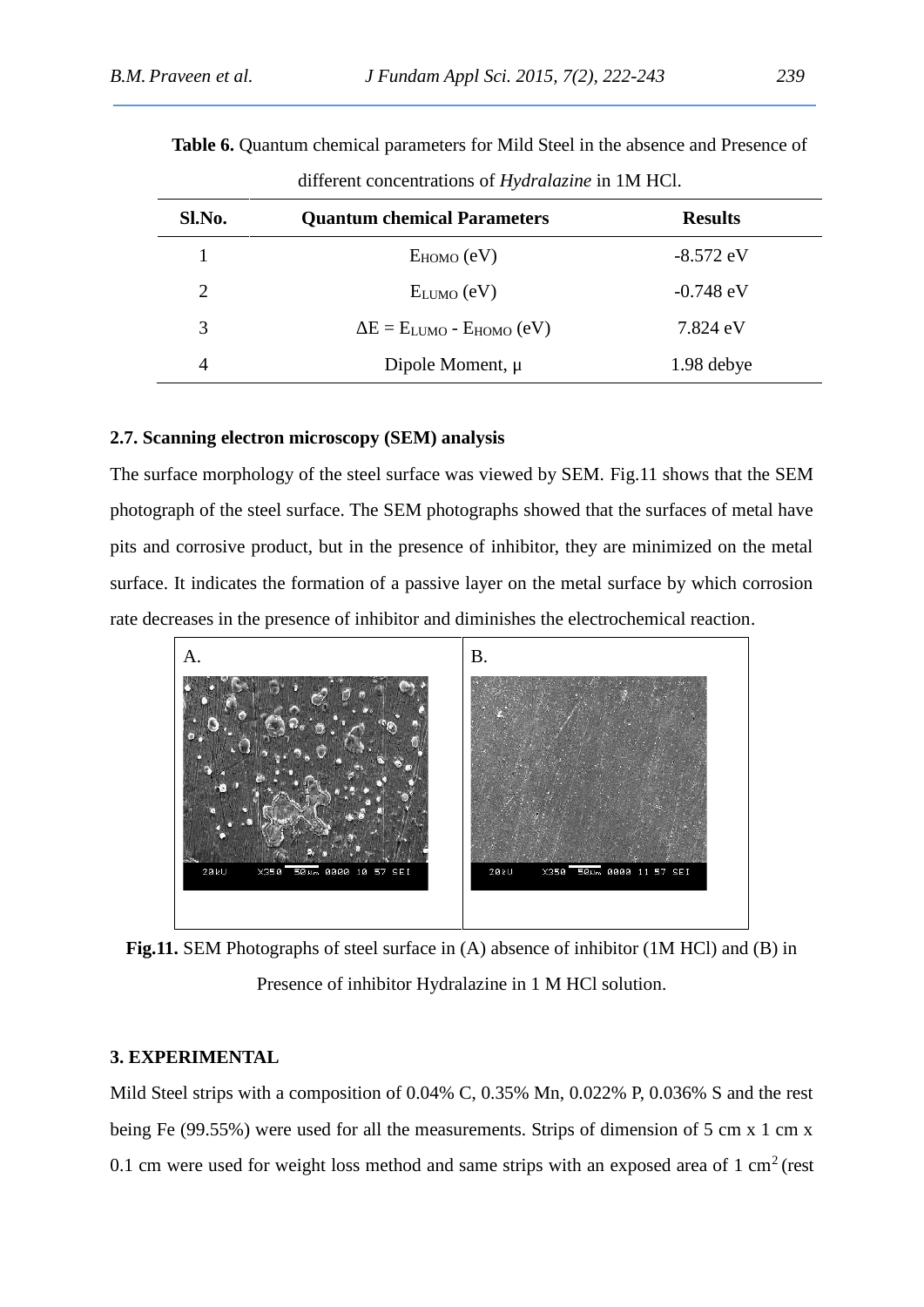**Table 6.** Quantum chemical parameters for Mild Steel in the absence and Presence of different concentrations of *Hydralazine* in 1M HCl.

| Sl.No. | Quantum chemical Parameters | Results |
|---|---|---|
| 1 | $E_{HOMO}$ (eV) | -8.572 eV |
| 2 | $E_{LUMO}$ (eV) | -0.748 eV |
| 3 | $\Delta E = E_{LUMO} - E_{HOMO}$ (eV) | 7.824 eV |
| 4 | Dipole Moment, μ | 1.98 debye |

### 2.7. Scanning electron microscopy (SEM) analysis

The surface morphology of the steel surface was viewed by SEM. Fig.11 shows that the SEM photograph of the steel surface. The SEM photographs showed that the surfaces of metal have pits and corrosive product, but in the presence of inhibitor, they are minimized on the metal surface. It indicates the formation of a passive layer on the metal surface by which corrosion rate decreases in the presence of inhibitor and diminishes the electrochemical reaction.

A. B.

**Fig.11.** SEM Photographs of steel surface in (A) absence of inhibitor (1M HCl) and (B) in Presence of inhibitor Hydralazine in 1 M HCl solution.

## 3. EXPERIMENTAL

Mild Steel strips with a composition of 0.04% C, 0.35% Mn, 0.022% P, 0.036% S and the rest being Fe (99.55%) were used for all the measurements. Strips of dimension of 5 cm x 1 cm x 0.1 cm were used for weight loss method and same strips with an exposed area of 1 $cm^2$ (rest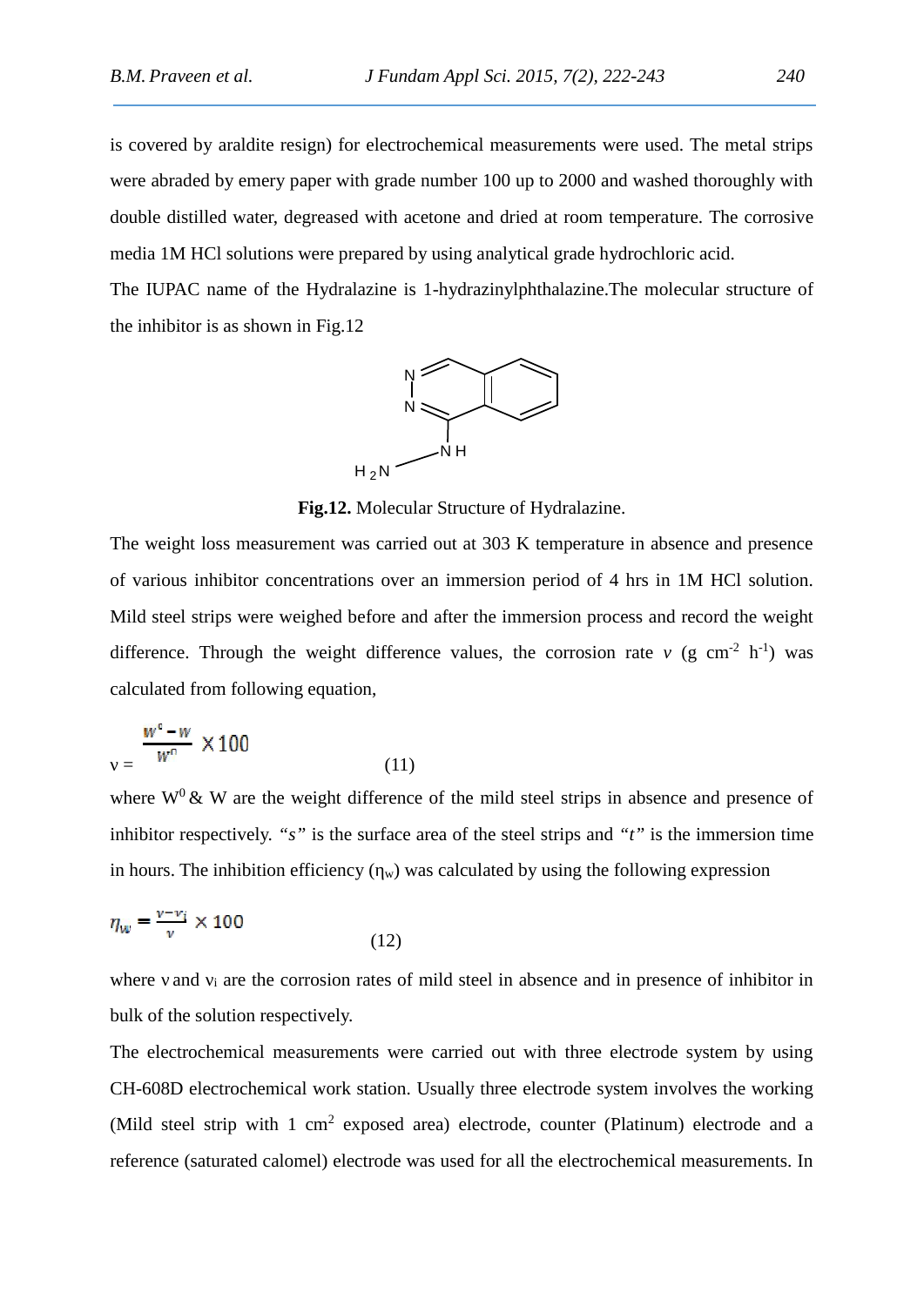is covered by araldite resign) for electrochemical measurements were used. The metal strips were abraded by emery paper with grade number 100 up to 2000 and washed thoroughly with double distilled water, degreased with acetone and dried at room temperature. The corrosive media 1M HCl solutions were prepared by using analytical grade hydrochloric acid.

The IUPAC name of the Hydralazine is 1-hydrazinylphthalazine.The molecular structure of the inhibitor is as shown in Fig.12

**Fig.12.** Molecular Structure of Hydralazine.

The weight loss measurement was carried out at 303 K temperature in absence and presence of various inhibitor concentrations over an immersion period of 4 hrs in 1M HCl solution. Mild steel strips were weighed before and after the immersion process and record the weight difference. Through the weight difference values, the corrosion rate $v$ (g cm$^{-2}$ h$^{-1}$) was calculated from following equation,

$$v = \frac{w^{0} - w}{w^{0}} \times 100 \qquad (11)$$

where $W^0$ & W are the weight difference of the mild steel strips in absence and presence of inhibitor respectively. *"s"* is the surface area of the steel strips and *"t"* is the immersion time in hours. The inhibition efficiency ($\eta_w$) was calculated by using the following expression

$$\eta_w = \frac{v - v_i}{v} \times 100 \qquad (12)$$

where $v$ and $v_i$ are the corrosion rates of mild steel in absence and in presence of inhibitor in bulk of the solution respectively.

The electrochemical measurements were carried out with three electrode system by using CH-608D electrochemical work station. Usually three electrode system involves the working (Mild steel strip with 1 cm$^2$ exposed area) electrode, counter (Platinum) electrode and a reference (saturated calomel) electrode was used for all the electrochemical measurements. In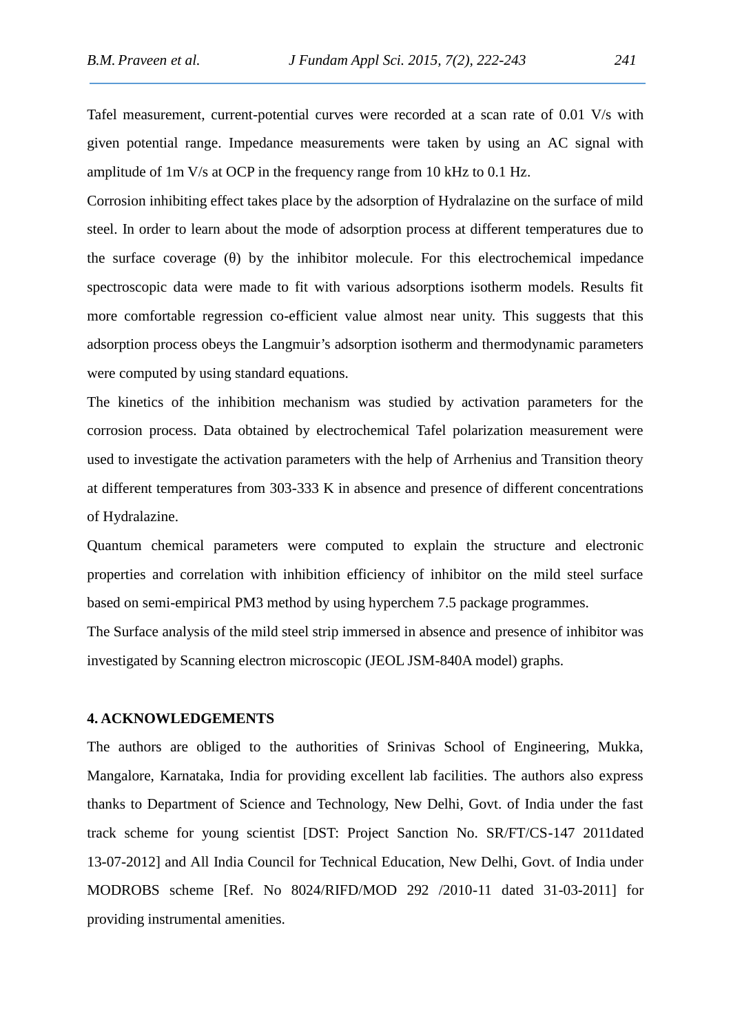Tafel measurement, current-potential curves were recorded at a scan rate of 0.01 V/s with given potential range. Impedance measurements were taken by using an AC signal with amplitude of 1m V/s at OCP in the frequency range from 10 kHz to 0.1 Hz.

Corrosion inhibiting effect takes place by the adsorption of Hydralazine on the surface of mild steel. In order to learn about the mode of adsorption process at different temperatures due to the surface coverage (θ) by the inhibitor molecule. For this electrochemical impedance spectroscopic data were made to fit with various adsorptions isotherm models. Results fit more comfortable regression co-efficient value almost near unity. This suggests that this adsorption process obeys the Langmuir's adsorption isotherm and thermodynamic parameters were computed by using standard equations.

The kinetics of the inhibition mechanism was studied by activation parameters for the corrosion process. Data obtained by electrochemical Tafel polarization measurement were used to investigate the activation parameters with the help of Arrhenius and Transition theory at different temperatures from 303-333 K in absence and presence of different concentrations of Hydralazine.

Quantum chemical parameters were computed to explain the structure and electronic properties and correlation with inhibition efficiency of inhibitor on the mild steel surface based on semi-empirical PM3 method by using hyperchem 7.5 package programmes.

The Surface analysis of the mild steel strip immersed in absence and presence of inhibitor was investigated by Scanning electron microscopic (JEOL JSM-840A model) graphs.

## 4. ACKNOWLEDGEMENTS

The authors are obliged to the authorities of Srinivas School of Engineering, Mukka, Mangalore, Karnataka, India for providing excellent lab facilities. The authors also express thanks to Department of Science and Technology, New Delhi, Govt. of India under the fast track scheme for young scientist [DST: Project Sanction No. SR/FT/CS-147 2011dated 13-07-2012] and All India Council for Technical Education, New Delhi, Govt. of India under MODROBS scheme [Ref. No 8024/RIFD/MOD 292 /2010-11 dated 31-03-2011] for providing instrumental amenities.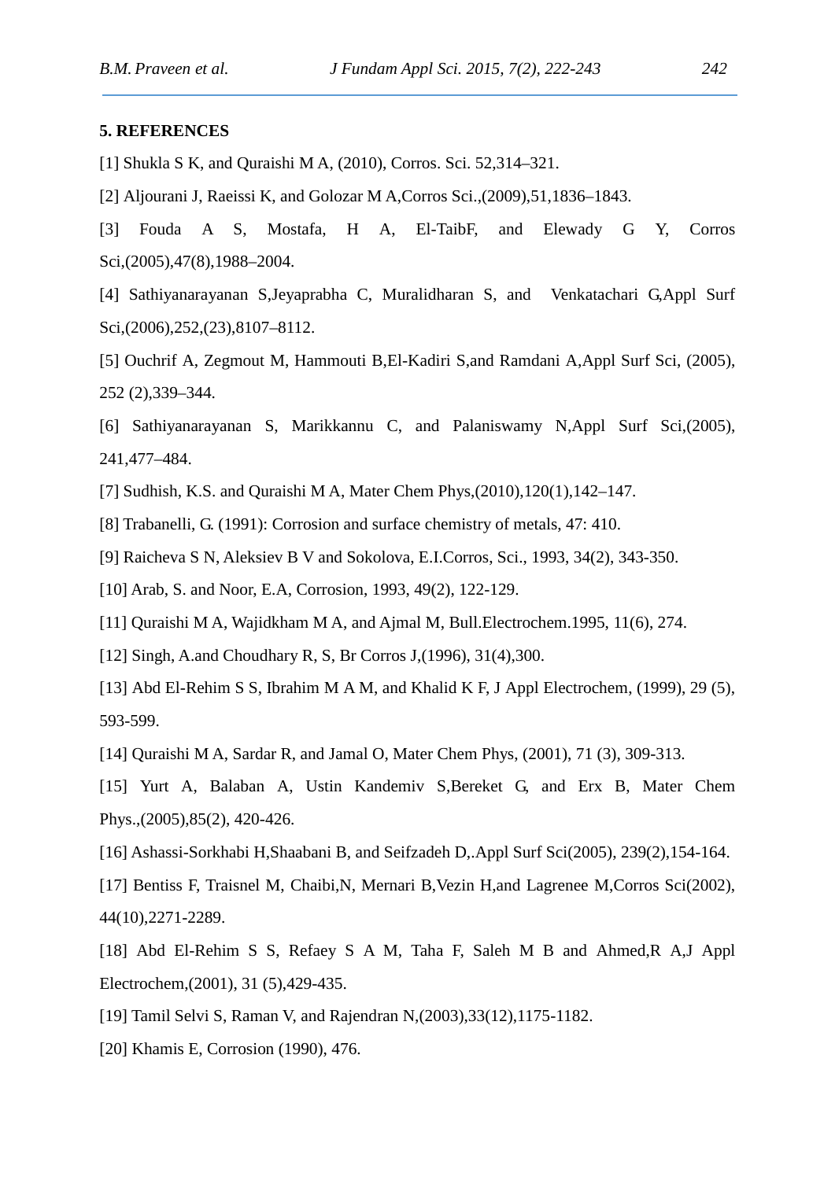## 5. REFERENCES

[1] Shukla S K, and Quraishi M A, (2010), Corros. Sci. 52,314–321.

[2] Aljourani J, Raeissi K, and Golozar M A,Corros Sci.,(2009),51,1836–1843.

[3] Fouda A S, Mostafa, H A, El-TaibF, and Elewady G Y, Corros Sci,(2005),47(8),1988–2004.

[4] Sathiyanarayanan S,Jeyaprabha C, Muralidharan S, and Venkatachari G,Appl Surf Sci,(2006),252,(23),8107–8112.

[5] Ouchrif A, Zegmout M, Hammouti B,El-Kadiri S,and Ramdani A,Appl Surf Sci, (2005), 252 (2),339–344.

[6] Sathiyanarayanan S, Marikkannu C, and Palaniswamy N,Appl Surf Sci,(2005), 241,477–484.

[7] Sudhish, K.S. and Quraishi M A, Mater Chem Phys,(2010),120(1),142–147.

[8] Trabanelli, G. (1991): Corrosion and surface chemistry of metals, 47: 410.

[9] Raicheva S N, Aleksiev B V and Sokolova, E.I.Corros, Sci., 1993, 34(2), 343-350.

[10] Arab, S. and Noor, E.A, Corrosion, 1993, 49(2), 122-129.

[11] Quraishi M A, Wajidkham M A, and Ajmal M, Bull.Electrochem.1995, 11(6), 274.

[12] Singh, A.and Choudhary R, S, Br Corros J,(1996), 31(4),300.

[13] Abd El-Rehim S S, Ibrahim M A M, and Khalid K F, J Appl Electrochem, (1999), 29 (5), 593-599.

[14] Quraishi M A, Sardar R, and Jamal O, Mater Chem Phys, (2001), 71 (3), 309-313.

[15] Yurt A, Balaban A, Ustin Kandemiv S,Bereket G, and Erx B, Mater Chem Phys.,(2005),85(2), 420-426.

[16] Ashassi-Sorkhabi H,Shaabani B, and Seifzadeh D,.Appl Surf Sci(2005), 239(2),154-164.

[17] Bentiss F, Traisnel M, Chaibi,N, Mernari B,Vezin H,and Lagrenee M,Corros Sci(2002), 44(10),2271-2289.

[18] Abd El-Rehim S S, Refaey S A M, Taha F, Saleh M B and Ahmed,R A,J Appl Electrochem,(2001), 31 (5),429-435.

[19] Tamil Selvi S, Raman V, and Rajendran N,(2003),33(12),1175-1182.

[20] Khamis E, Corrosion (1990), 476.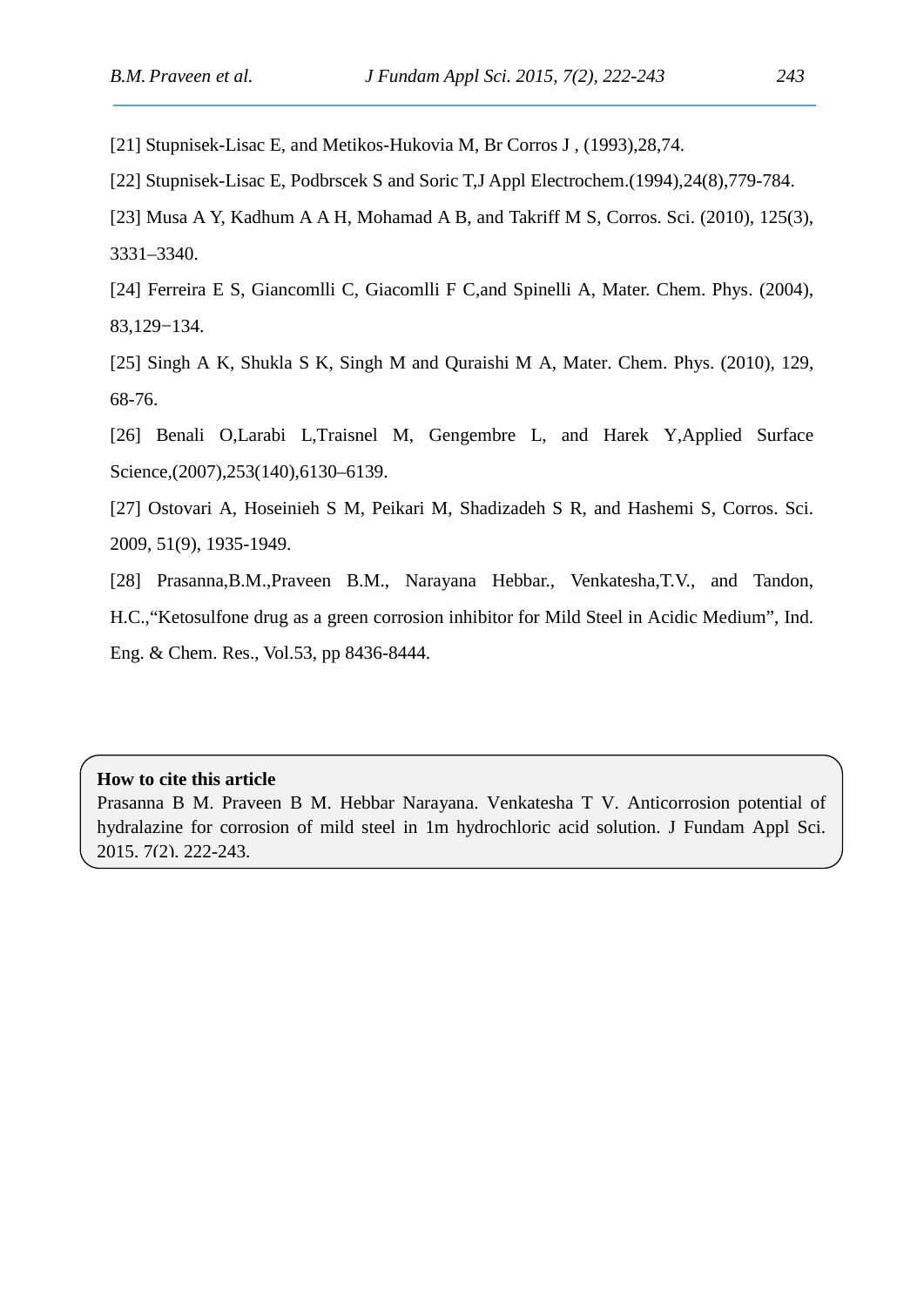[21] Stupnisek-Lisac E, and Metikos-Hukovia M, Br Corros J , (1993),28,74.

[22] Stupnisek-Lisac E, Podbrscek S and Soric T,J Appl Electrochem.(1994),24(8),779-784.

[23] Musa A Y, Kadhum A A H, Mohamad A B, and Takriff M S, Corros. Sci. (2010), 125(3), 3331–3340.

[24] Ferreira E S, Giancomlli C, Giacomlli F C,and Spinelli A, Mater. Chem. Phys. (2004), 83,129−134.

[25] Singh A K, Shukla S K, Singh M and Quraishi M A, Mater. Chem. Phys. (2010), 129, 68-76.

[26] Benali O,Larabi L,Traisnel M, Gengembre L, and Harek Y,Applied Surface Science,(2007),253(140),6130–6139.

[27] Ostovari A, Hoseinieh S M, Peikari M, Shadizadeh S R, and Hashemi S, Corros. Sci. 2009, 51(9), 1935-1949.

[28] Prasanna,B.M.,Praveen B.M., Narayana Hebbar., Venkatesha,T.V., and Tandon, H.C.,“Ketosulfone drug as a green corrosion inhibitor for Mild Steel in Acidic Medium”, Ind. Eng. & Chem. Res., Vol.53, pp 8436-8444.

**How to cite this article**

Prasanna B M. Praveen B M. Hebbar Narayana. Venkatesha T V. Anticorrosion potential of hydralazine for corrosion of mild steel in 1m hydrochloric acid solution. J Fundam Appl Sci. 2015, 7(2), 222-243.